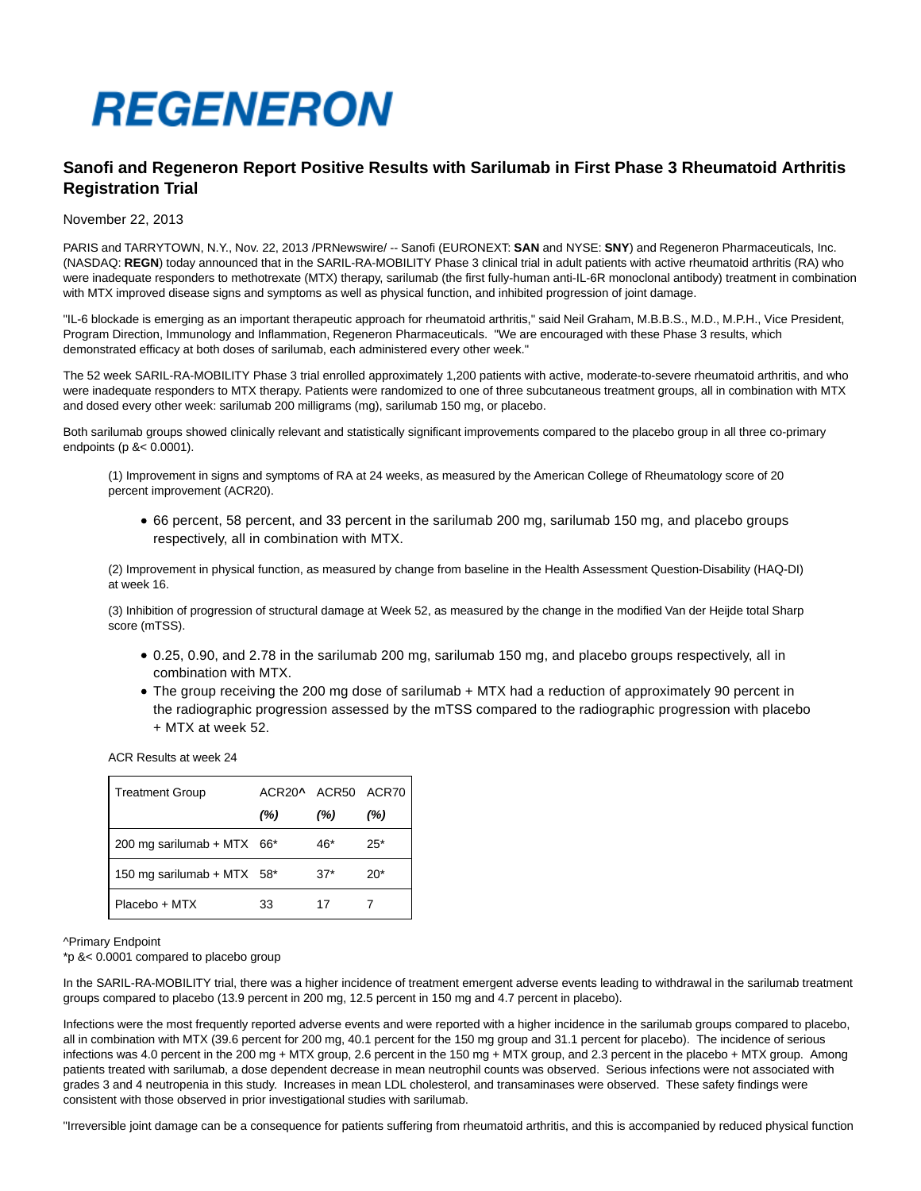# REGENERON

## Sanofi and Regeneron Report Positive Results with Sarilumab in First Phase 3 Rheumatoid Arthritis Registration Trial

November 22, 2013

PARIS and TARRYTOWN, N.Y., Nov. 22, 2013 /PRNewswire/ -- Sanofi (EURONEXT: **SAN** and NYSE: **SNY**) and Regeneron Pharmaceuticals, Inc. (NASDAQ: **REGN**) today announced that in the SARIL-RA-MOBILITY Phase 3 clinical trial in adult patients with active rheumatoid arthritis (RA) who were inadequate responders to methotrexate (MTX) therapy, sarilumab (the first fully-human anti-IL-6R monoclonal antibody) treatment in combination with MTX improved disease signs and symptoms as well as physical function, and inhibited progression of joint damage.

"IL-6 blockade is emerging as an important therapeutic approach for rheumatoid arthritis," said Neil Graham, M.B.B.S., M.D., M.P.H., Vice President, Program Direction, Immunology and Inflammation, Regeneron Pharmaceuticals. "We are encouraged with these Phase 3 results, which demonstrated efficacy at both doses of sarilumab, each administered every other week."

The 52 week SARIL-RA-MOBILITY Phase 3 trial enrolled approximately 1,200 patients with active, moderate-to-severe rheumatoid arthritis, and who were inadequate responders to MTX therapy. Patients were randomized to one of three subcutaneous treatment groups, all in combination with MTX and dosed every other week: sarilumab 200 milligrams (mg), sarilumab 150 mg, or placebo.

Both sarilumab groups showed clinically relevant and statistically significant improvements compared to the placebo group in all three co-primary endpoints (p &< 0.0001).

(1) Improvement in signs and symptoms of RA at 24 weeks, as measured by the American College of Rheumatology score of 20 percent improvement (ACR20).

- 66 percent, 58 percent, and 33 percent in the sarilumab 200 mg, sarilumab 150 mg, and placebo groups respectively, all in combination with MTX.

(2) Improvement in physical function, as measured by change from baseline in the Health Assessment Question-Disability (HAQ-DI) at week 16.

(3) Inhibition of progression of structural damage at Week 52, as measured by the change in the modified Van der Heijde total Sharp score (mTSS).

- 0.25, 0.90, and 2.78 in the sarilumab 200 mg, sarilumab 150 mg, and placebo groups respectively, all in combination with MTX.
- The group receiving the 200 mg dose of sarilumab + MTX had a reduction of approximately 90 percent in the radiographic progression assessed by the mTSS compared to the radiographic progression with placebo + MTX at week 52.

ACR Results at week 24

| Treatment Group | ACR20^ *(%)* | ACR50 *(%)* | ACR70 *(%)* |
|---|---|---|---|
| 200 mg sarilumab + MTX | 66* | 46* | 25* |
| 150 mg sarilumab + MTX | 58* | 37* | 20* |
| Placebo + MTX | 33 | 17 | 7 |

^Primary Endpoint
*p &< 0.0001 compared to placebo group

In the SARIL-RA-MOBILITY trial, there was a higher incidence of treatment emergent adverse events leading to withdrawal in the sarilumab treatment groups compared to placebo (13.9 percent in 200 mg, 12.5 percent in 150 mg and 4.7 percent in placebo).

Infections were the most frequently reported adverse events and were reported with a higher incidence in the sarilumab groups compared to placebo, all in combination with MTX (39.6 percent for 200 mg, 40.1 percent for the 150 mg group and 31.1 percent for placebo). The incidence of serious infections was 4.0 percent in the 200 mg + MTX group, 2.6 percent in the 150 mg + MTX group, and 2.3 percent in the placebo + MTX group. Among patients treated with sarilumab, a dose dependent decrease in mean neutrophil counts was observed. Serious infections were not associated with grades 3 and 4 neutropenia in this study. Increases in mean LDL cholesterol, and transaminases were observed. These safety findings were consistent with those observed in prior investigational studies with sarilumab.

"Irreversible joint damage can be a consequence for patients suffering from rheumatoid arthritis, and this is accompanied by reduced physical function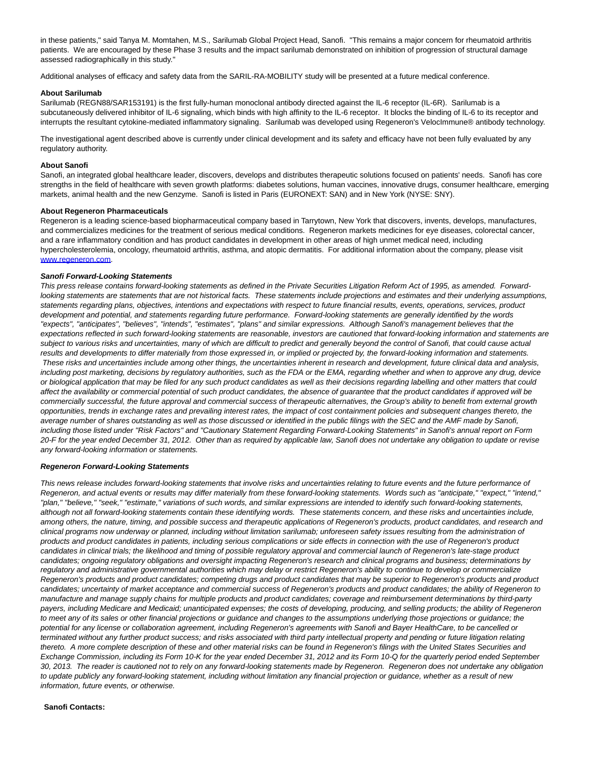in these patients," said Tanya M. Momtahen, M.S., Sarilumab Global Project Head, Sanofi. "This remains a major concern for rheumatoid arthritis patients. We are encouraged by these Phase 3 results and the impact sarilumab demonstrated on inhibition of progression of structural damage assessed radiographically in this study."

Additional analyses of efficacy and safety data from the SARIL-RA-MOBILITY study will be presented at a future medical conference.

**About Sarilumab**

Sarilumab (REGN88/SAR153191) is the first fully-human monoclonal antibody directed against the IL-6 receptor (IL-6R). Sarilumab is a subcutaneously delivered inhibitor of IL-6 signaling, which binds with high affinity to the IL-6 receptor. It blocks the binding of IL-6 to its receptor and interrupts the resultant cytokine-mediated inflammatory signaling. Sarilumab was developed using Regeneron's VelocImmune® antibody technology.

The investigational agent described above is currently under clinical development and its safety and efficacy have not been fully evaluated by any regulatory authority.

**About Sanofi**

Sanofi, an integrated global healthcare leader, discovers, develops and distributes therapeutic solutions focused on patients' needs. Sanofi has core strengths in the field of healthcare with seven growth platforms: diabetes solutions, human vaccines, innovative drugs, consumer healthcare, emerging markets, animal health and the new Genzyme. Sanofi is listed in Paris (EURONEXT: SAN) and in New York (NYSE: SNY).

**About Regeneron Pharmaceuticals**

Regeneron is a leading science-based biopharmaceutical company based in Tarrytown, New York that discovers, invents, develops, manufactures, and commercializes medicines for the treatment of serious medical conditions. Regeneron markets medicines for eye diseases, colorectal cancer, and a rare inflammatory condition and has product candidates in development in other areas of high unmet medical need, including hypercholesterolemia, oncology, rheumatoid arthritis, asthma, and atopic dermatitis. For additional information about the company, please visit www.regeneron.com.

***Sanofi Forward-Looking Statements***

*This press release contains forward-looking statements as defined in the Private Securities Litigation Reform Act of 1995, as amended. Forward-looking statements are statements that are not historical facts. These statements include projections and estimates and their underlying assumptions, statements regarding plans, objectives, intentions and expectations with respect to future financial results, events, operations, services, product development and potential, and statements regarding future performance. Forward-looking statements are generally identified by the words "expects", "anticipates", "believes", "intends", "estimates", "plans" and similar expressions. Although Sanofi's management believes that the expectations reflected in such forward-looking statements are reasonable, investors are cautioned that forward-looking information and statements are subject to various risks and uncertainties, many of which are difficult to predict and generally beyond the control of Sanofi, that could cause actual results and developments to differ materially from those expressed in, or implied or projected by, the forward-looking information and statements. These risks and uncertainties include among other things, the uncertainties inherent in research and development, future clinical data and analysis, including post marketing, decisions by regulatory authorities, such as the FDA or the EMA, regarding whether and when to approve any drug, device or biological application that may be filed for any such product candidates as well as their decisions regarding labelling and other matters that could affect the availability or commercial potential of such product candidates, the absence of guarantee that the product candidates if approved will be commercially successful, the future approval and commercial success of therapeutic alternatives, the Group's ability to benefit from external growth opportunities, trends in exchange rates and prevailing interest rates, the impact of cost containment policies and subsequent changes thereto, the average number of shares outstanding as well as those discussed or identified in the public filings with the SEC and the AMF made by Sanofi, including those listed under "Risk Factors" and "Cautionary Statement Regarding Forward-Looking Statements" in Sanofi's annual report on Form 20-F for the year ended December 31, 2012. Other than as required by applicable law, Sanofi does not undertake any obligation to update or revise any forward-looking information or statements.*

***Regeneron Forward-Looking Statements***

*This news release includes forward-looking statements that involve risks and uncertainties relating to future events and the future performance of Regeneron, and actual events or results may differ materially from these forward-looking statements. Words such as "anticipate," "expect," "intend," "plan," "believe," "seek," "estimate," variations of such words, and similar expressions are intended to identify such forward-looking statements, although not all forward-looking statements contain these identifying words. These statements concern, and these risks and uncertainties include, among others, the nature, timing, and possible success and therapeutic applications of Regeneron's products, product candidates, and research and clinical programs now underway or planned, including without limitation sarilumab; unforeseen safety issues resulting from the administration of products and product candidates in patients, including serious complications or side effects in connection with the use of Regeneron's product candidates in clinical trials; the likelihood and timing of possible regulatory approval and commercial launch of Regeneron's late-stage product candidates; ongoing regulatory obligations and oversight impacting Regeneron's research and clinical programs and business; determinations by regulatory and administrative governmental authorities which may delay or restrict Regeneron's ability to continue to develop or commercialize Regeneron's products and product candidates; competing drugs and product candidates that may be superior to Regeneron's products and product candidates; uncertainty of market acceptance and commercial success of Regeneron's products and product candidates; the ability of Regeneron to manufacture and manage supply chains for multiple products and product candidates; coverage and reimbursement determinations by third-party payers, including Medicare and Medicaid; unanticipated expenses; the costs of developing, producing, and selling products; the ability of Regeneron to meet any of its sales or other financial projections or guidance and changes to the assumptions underlying those projections or guidance; the potential for any license or collaboration agreement, including Regeneron's agreements with Sanofi and Bayer HealthCare, to be cancelled or terminated without any further product success; and risks associated with third party intellectual property and pending or future litigation relating thereto. A more complete description of these and other material risks can be found in Regeneron's filings with the United States Securities and Exchange Commission, including its Form 10-K for the year ended December 31, 2012 and its Form 10-Q for the quarterly period ended September 30, 2013. The reader is cautioned not to rely on any forward-looking statements made by Regeneron. Regeneron does not undertake any obligation to update publicly any forward-looking statement, including without limitation any financial projection or guidance, whether as a result of new information, future events, or otherwise.*

**Sanofi Contacts:**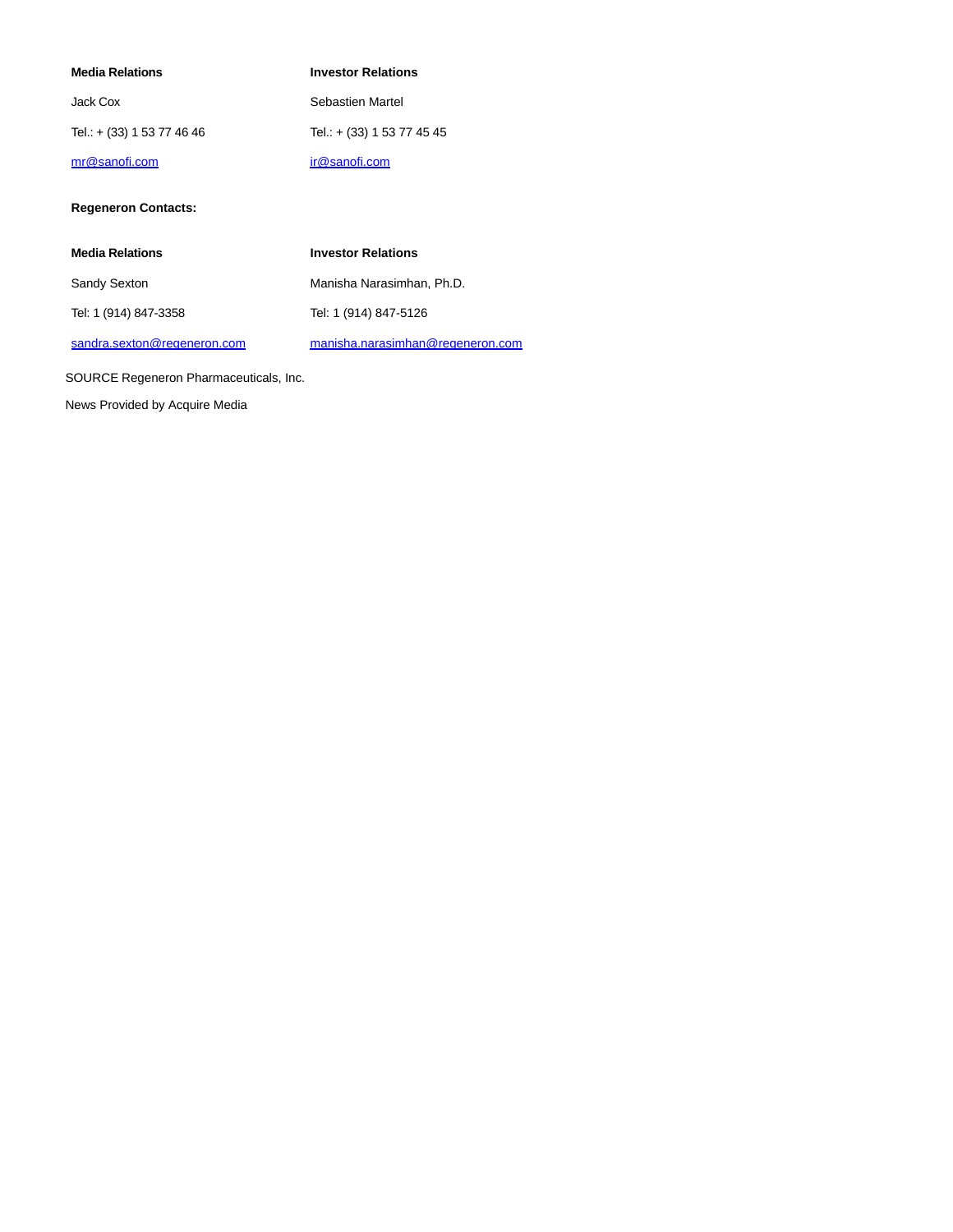| **Media Relations** | **Investor Relations** |
|---|---|
| Jack Cox | Sebastien Martel |
| Tel.: + (33) 1 53 77 46 46 | Tel.: + (33) 1 53 77 45 45 |
| mr@sanofi.com | ir@sanofi.com |

**Regeneron Contacts:**

| **Media Relations** | **Investor Relations** |
|---|---|
| Sandy Sexton | Manisha Narasimhan, Ph.D. |
| Tel: 1 (914) 847-3358 | Tel: 1 (914) 847-5126 |
| sandra.sexton@regeneron.com | manisha.narasimhan@regeneron.com |

SOURCE Regeneron Pharmaceuticals, Inc.

News Provided by Acquire Media